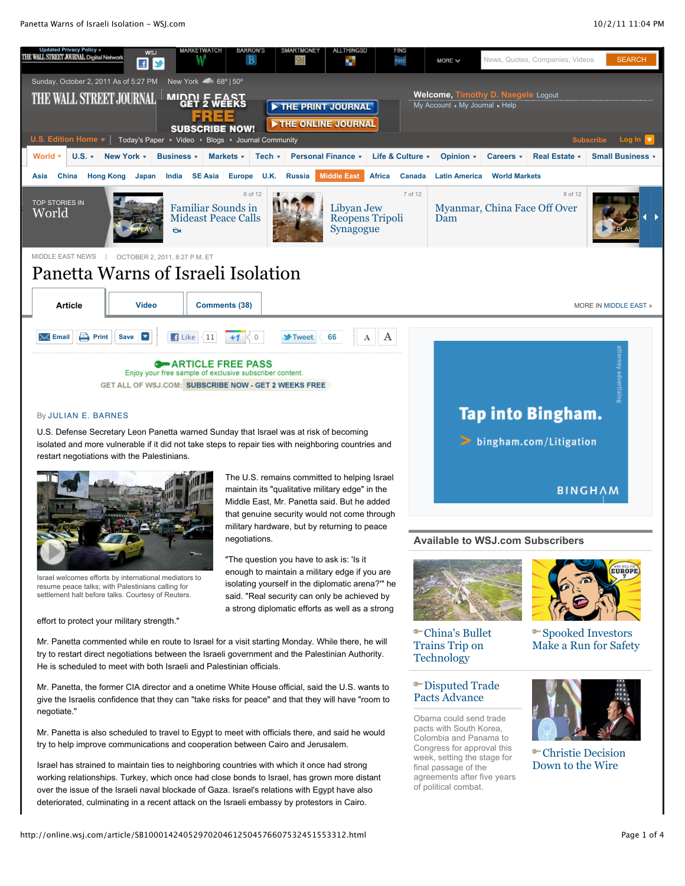MIDDLE EAST NEWS | OCTOBER 2, 2011, 8:27 P.M. ET

# Panetta Warns of Israeli Isolation

By JULIAN E. BARNES

U.S. Defense Secretary Leon Panetta warned Sunday that Israel was at risk of becoming isolated and more vulnerable if it did not take steps to repair ties with neighboring countries and restart negotiations with the Palestinians.

Israel welcomes efforts by international mediators to resume peace talks; with Palestinians calling for settlement halt before talks. Courtesy of Reuters.

The U.S. remains committed to helping Israel maintain its "qualitative military edge" in the Middle East, Mr. Panetta said. But he added that genuine security would not come through military hardware, but by returning to peace negotiations.

"The question you have to ask is: 'Is it enough to maintain a military edge if you are isolating yourself in the diplomatic arena?'" he said. "Real security can only be achieved by a strong diplomatic efforts as well as a strong effort to protect your military strength."

Mr. Panetta commented while en route to Israel for a visit starting Monday. While there, he will try to restart direct negotiations between the Israeli government and the Palestinian Authority. He is scheduled to meet with both Israeli and Palestinian officials.

Mr. Panetta, the former CIA director and a onetime White House official, said the U.S. wants to give the Israelis confidence that they can "take risks for peace" and that they will have "room to negotiate."

Mr. Panetta is also scheduled to travel to Egypt to meet with officials there, and said he would try to help improve communications and cooperation between Cairo and Jerusalem.

Israel has strained to maintain ties to neighboring countries with which it once had strong working relationships. Turkey, which once had close bonds to Israel, has grown more distant over the issue of the Israeli naval blockade of Gaza. Israel's relations with Egypt have also deteriorated, culminating in a recent attack on the Israeli embassy by protestors in Cairo.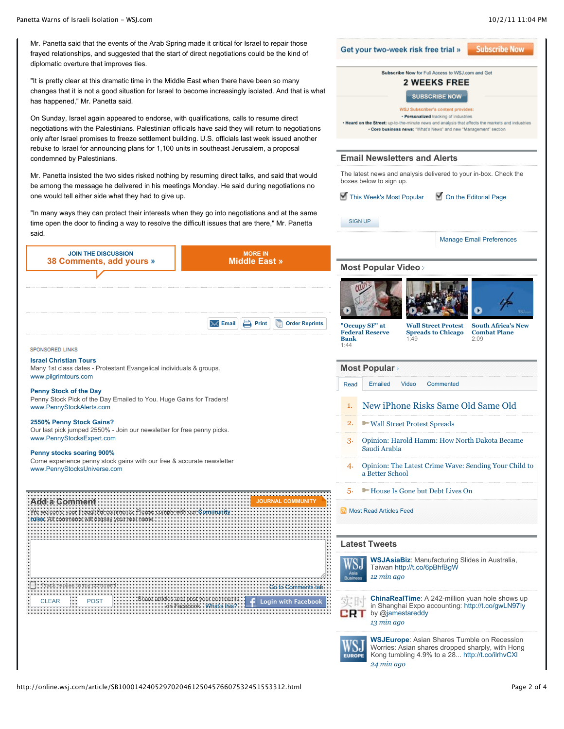Mr. Panetta said that the events of the Arab Spring made it critical for Israel to repair those frayed relationships, and suggested that the start of direct negotiations could be the kind of diplomatic overture that improves ties.

"It is pretty clear at this dramatic time in the Middle East when there have been so many changes that it is not a good situation for Israel to become increasingly isolated. And that is what has happened," Mr. Panetta said.

On Sunday, Israel again appeared to endorse, with qualifications, calls to resume direct negotiations with the Palestinians. Palestinian officials have said they will return to negotiations only after Israel promises to freeze settlement building. U.S. officials last week issued another rebuke to Israel for announcing plans for 1,100 units in southeast Jerusalem, a proposal condemned by Palestinians.

Mr. Panetta insisted the two sides risked nothing by resuming direct talks, and said that would be among the message he delivered in his meetings Monday. He said during negotiations no one would tell either side what they had to give up.

"In many ways they can protect their interests when they go into negotiations and at the same time open the door to finding a way to resolve the difficult issues that are there," Mr. Panetta said.

JOIN THE DISCUSSION
38 Comments, add yours »

MORE IN
Middle East »

Email | Print | Order Reprints

SPONSORED LINKS

**Israel Christian Tours**
Many 1st class dates - Protestant Evangelical individuals & groups.
www.pilgrimtours.com

**Penny Stock of the Day**
Penny Stock Pick of the Day Emailed to You. Huge Gains for Traders!
www.PennyStockAlerts.com

**2550% Penny Stock Gains?**
Our last pick jumped 2550% - Join our newsletter for free penny picks.
www.PennyStocksExpert.com

**Penny stocks soaring 900%**
Come experience penny stock gains with our free & accurate newsletter
www.PennyStocksUniverse.com

## Add a Comment

JOURNAL COMMUNITY

We welcome your thoughtful comments. Please comply with our Community rules. All comments will display your real name.

Track replies to my comment

Go to Comments tab

CLEAR | POST

Share articles and post your comments on Facebook | What's this?

Login with Facebook

Get your two-week risk free trial » Subscribe Now

Subscribe Now for Full Access to WSJ.com and Get
2 WEEKS FREE
SUBSCRIBE NOW
WSJ Subscriber's content provides:
• Personalized tracking of industries
• Heard on the Street: up-to-the-minute news and analysis that affects the markets and industries
• Core business news: "What's News" and new "Management" section

## Email Newsletters and Alerts

The latest news and analysis delivered to your in-box. Check the boxes below to sign up.

- [x] This Week's Most Popular
- [x] On the Editorial Page

SIGN UP

Manage Email Preferences

## Most Popular Video

"Occupy SF" at Federal Reserve Bank 1:44

Wall Street Protest Spreads to Chicago 1:49

South Africa's New Combat Plane 2:09

## Most Popular

Read | Emailed | Video | Commented

1. New iPhone Risks Same Old Same Old
2. Wall Street Protest Spreads
3. Opinion: Harold Hamm: How North Dakota Became Saudi Arabia
4. Opinion: The Latest Crime Wave: Sending Your Child to a Better School
5. House Is Gone but Debt Lives On

Most Read Articles Feed

## Latest Tweets

**WSJAsiaBiz**: Manufacturing Slides in Australia, Taiwan http://t.co/6pBhfBgW
*12 min ago*

**ChinaRealTime**: A 242-million yuan hole shows up in Shanghai Expo accounting: http://t.co/gwLN97ly by @jamestareddy
*13 min ago*

**WSJEurope**: Asian Shares Tumble on Recession Worries: Asian shares dropped sharply, with Hong Kong tumbling 4.9% to a 28... http://t.co/ilrhvCXI
*24 min ago*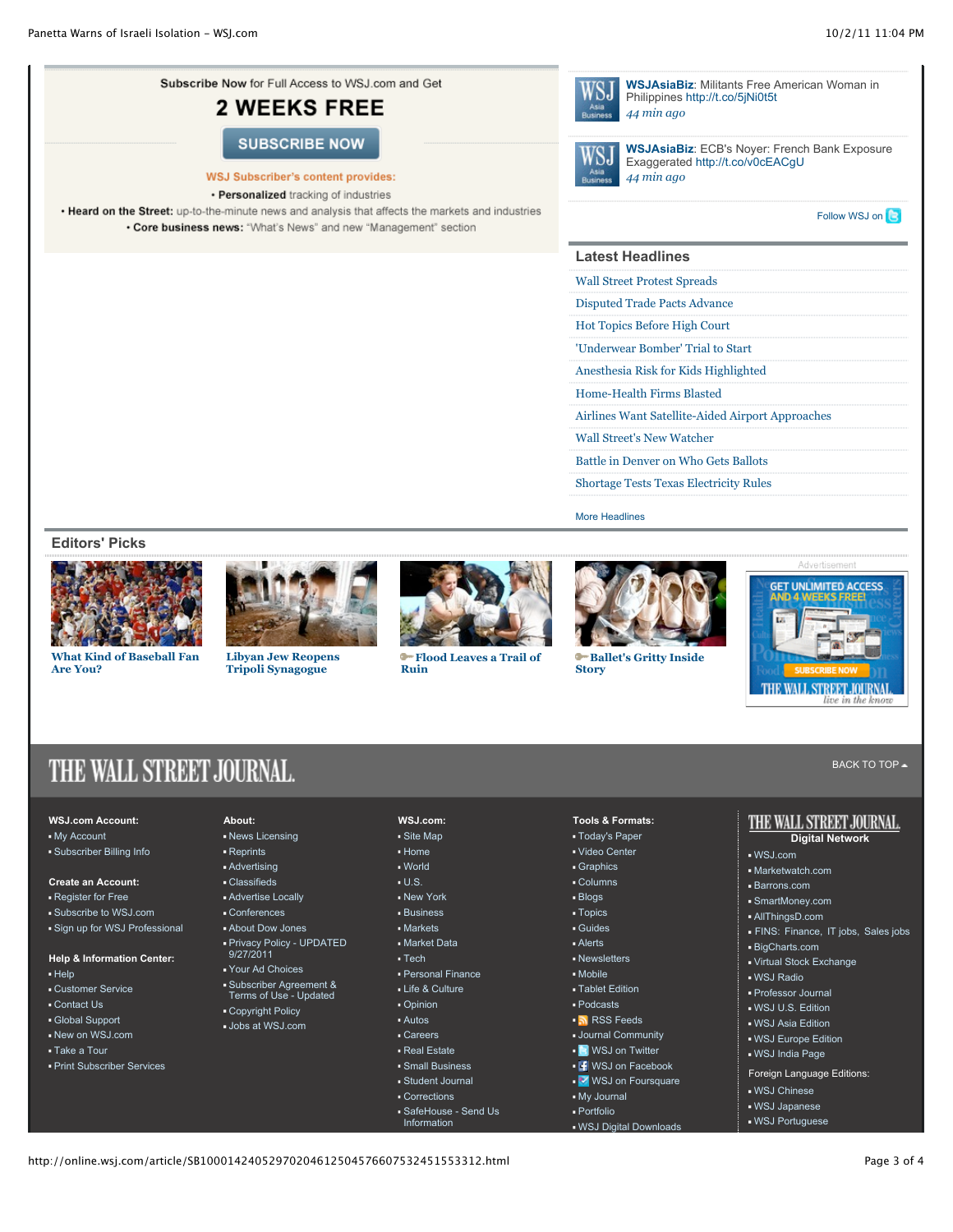Subscribe Now for Full Access to WSJ.com and Get

## 2 WEEKS FREE

SUBSCRIBE NOW

WSJ Subscriber's content provides:

- **Personalized** tracking of industries
- **Heard on the Street:** up-to-the-minute news and analysis that affects the markets and industries
- **Core business news:** "What's News" and new "Management" section

**WSJAsiaBiz**: Militants Free American Woman in Philippines http://t.co/5jNi0t5t
*44 min ago*

**WSJAsiaBiz**: ECB's Noyer: French Bank Exposure Exaggerated http://t.co/v0cEACgU
*44 min ago*

Follow WSJ on

## Latest Headlines

- Wall Street Protest Spreads
- Disputed Trade Pacts Advance
- Hot Topics Before High Court
- 'Underwear Bomber' Trial to Start
- Anesthesia Risk for Kids Highlighted
- Home-Health Firms Blasted
- Airlines Want Satellite-Aided Airport Approaches
- Wall Street's New Watcher
- Battle in Denver on Who Gets Ballots
- Shortage Tests Texas Electricity Rules

More Headlines

## Editors' Picks

- **What Kind of Baseball Fan Are You?**
- **Libyan Jew Reopens Tripoli Synagogue**
- **Flood Leaves a Trail of Ruin**
- **Ballet's Gritty Inside Story**

Advertisement

GET UNLIMITED ACCESS AND 4 WEEKS FREE! SUBSCRIBE NOW THE WALL STREET JOURNAL. live in the know

# THE WALL STREET JOURNAL.

BACK TO TOP

**WSJ.com Account:**
- My Account
- Subscriber Billing Info

**Create an Account:**
- Register for Free
- Subscribe to WSJ.com
- Sign up for WSJ Professional

**Help & Information Center:**
- Help
- Customer Service
- Contact Us
- Global Support
- New on WSJ.com
- Take a Tour
- Print Subscriber Services

**About:**
- News Licensing
- Reprints
- Advertising
- Classifieds
- Advertise Locally
- Conferences
- About Dow Jones
- Privacy Policy - UPDATED 9/27/2011
- Your Ad Choices
- Subscriber Agreement & Terms of Use - Updated
- Copyright Policy
- Jobs at WSJ.com

**WSJ.com:**
- Site Map
- Home
- World
- U.S.
- New York
- Business
- Markets
- Market Data
- Tech
- Personal Finance
- Life & Culture
- Opinion
- Autos
- Careers
- Real Estate
- Small Business
- Student Journal
- Corrections
- SafeHouse - Send Us Information

**Tools & Formats:**
- Today's Paper
- Video Center
- Graphics
- Columns
- Blogs
- Topics
- Guides
- Alerts
- Newsletters
- Mobile
- Tablet Edition
- Podcasts
- RSS Feeds
- Journal Community
- WSJ on Twitter
- WSJ on Facebook
- WSJ on Foursquare
- My Journal
- Portfolio
- WSJ Digital Downloads

**THE WALL STREET JOURNAL. Digital Network**
- WSJ.com
- Marketwatch.com
- Barrons.com
- SmartMoney.com
- AllThingsD.com
- FINS: Finance, IT jobs, Sales jobs
- BigCharts.com
- Virtual Stock Exchange
- WSJ Radio
- Professor Journal
- WSJ U.S. Edition
- WSJ Asia Edition
- WSJ Europe Edition
- WSJ India Page

Foreign Language Editions:
- WSJ Chinese
- WSJ Japanese
- WSJ Portuguese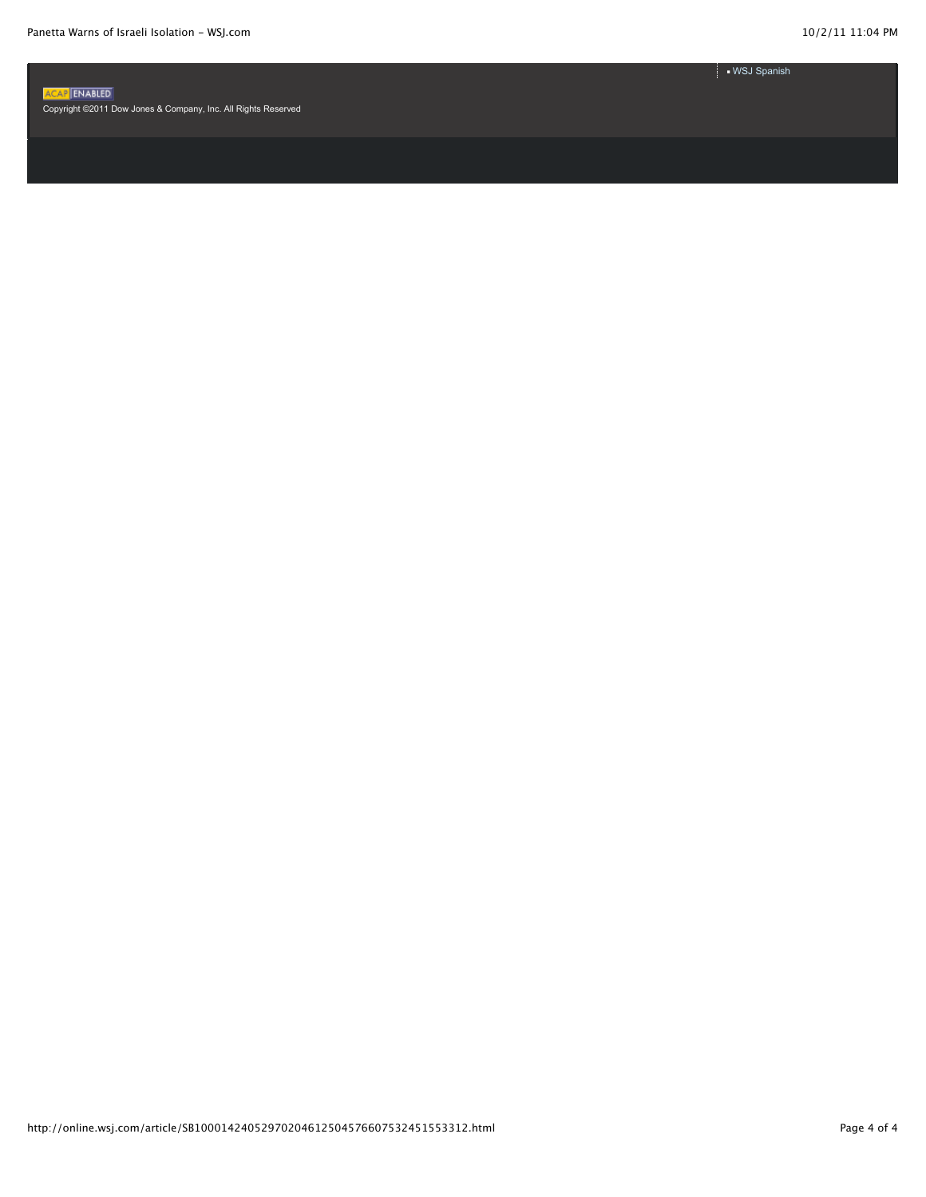• WSJ Spanish

ACAP ENABLED

Copyright ©2011 Dow Jones & Company, Inc. All Rights Reserved